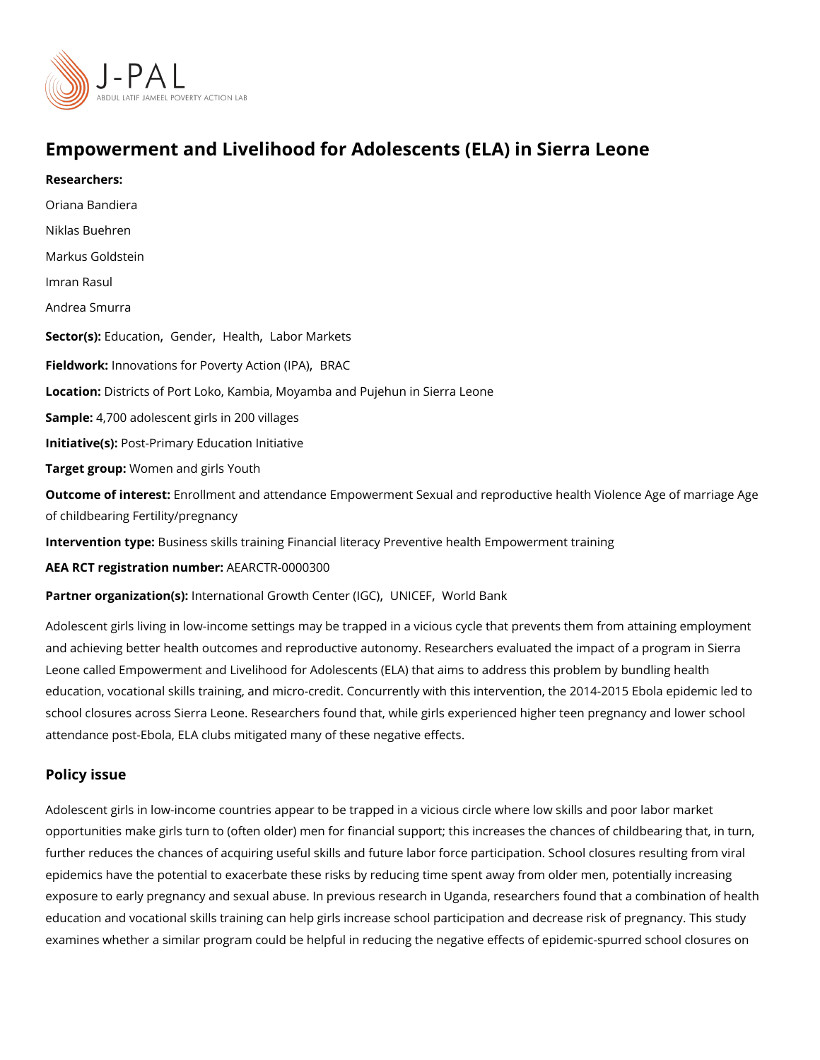# Empowerment and Livelihood for Adolescents (ELA) in Sierra Leone

**Researchers:**

Oriana Bandiera

Niklas Buehren

Markus Goldstein

Imran Rasul

Andrea Smurra

**Sector(s):** Education, Gender, Health, Labor Markets

**Fieldwork:** Innovations for Poverty Action (IPA), BRAC

**Location:** Districts of Port Loko, Kambia, Moyamba and Pujehun in Sierra Leone

**Sample:** 4,700 adolescent girls in 200 villages

**Initiative(s):** Post-Primary Education Initiative

**Target group:** Women and girls Youth

**Outcome of interest:** Enrollment and attendance Empowerment Sexual and reproductive health Violence Age of marriage Age of childbearing Fertility/pregnancy

**Intervention type:** Business skills training Financial literacy Preventive health Empowerment training

**AEA RCT registration number:** AEARCTR-0000300

**Partner organization(s):** International Growth Center (IGC), UNICEF, World Bank

Adolescent girls living in low-income settings may be trapped in a vicious cycle that prevents them from attaining employment and achieving better health outcomes and reproductive autonomy. Researchers evaluated the impact of a program in Sierra Leone called Empowerment and Livelihood for Adolescents (ELA) that aims to address this problem by bundling health education, vocational skills training, and micro-credit. Concurrently with this intervention, the 2014-2015 Ebola epidemic led to school closures across Sierra Leone. Researchers found that, while girls experienced higher teen pregnancy and lower school attendance post-Ebola, ELA clubs mitigated many of these negative effects.

## Policy issue

Adolescent girls in low-income countries appear to be trapped in a vicious circle where low skills and poor labor market opportunities make girls turn to (often older) men for financial support; this increases the chances of childbearing that, in turn, further reduces the chances of acquiring useful skills and future labor force participation. School closures resulting from viral epidemics have the potential to exacerbate these risks by reducing time spent away from older men, potentially increasing exposure to early pregnancy and sexual abuse. In previous research in Uganda, researchers found that a combination of health education and vocational skills training can help girls increase school participation and decrease risk of pregnancy. This study examines whether a similar program could be helpful in reducing the negative effects of epidemic-spurred school closures on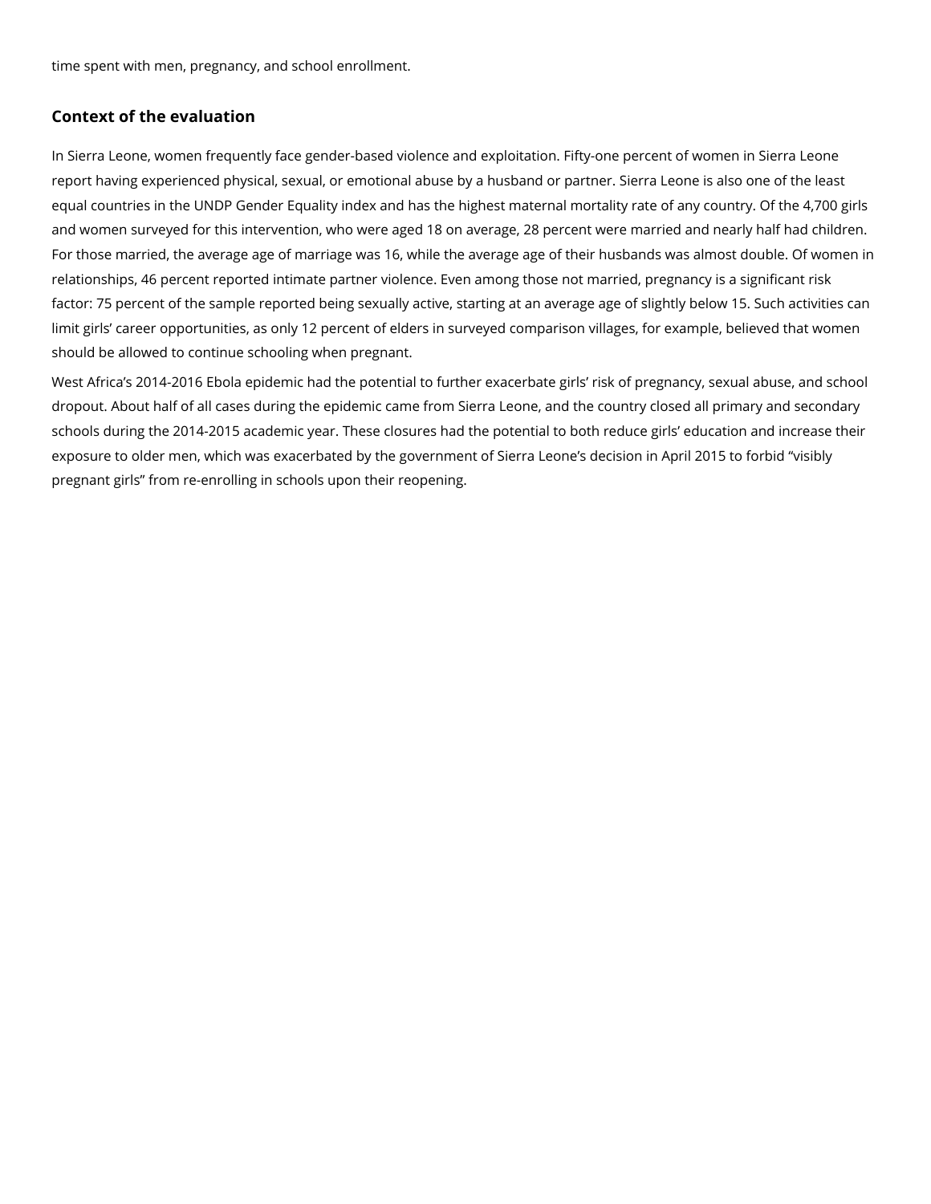time spent with men, pregnancy, and school enrollment.

## Context of the evaluation

In Sierra Leone, women frequently face gender-based violence and exploitation. Fifty-one percent of women in Sierra Leone report having experienced physical, sexual, or emotional abuse by a husband or partner. Sierra Leone is also one of the least equal countries in the UNDP Gender Equality index and has the highest maternal mortality rate of any country. Of the 4,700 girls and women surveyed for this intervention, who were aged 18 on average, 28 percent were married and nearly half had children. For those married, the average age of marriage was 16, while the average age of their husbands was almost double. Of women in relationships, 46 percent reported intimate partner violence. Even among those not married, pregnancy is a significant risk factor: 75 percent of the sample reported being sexually active, starting at an average age of slightly below 15. Such activities can limit girls' career opportunities, as only 12 percent of elders in surveyed comparison villages, for example, believed that women should be allowed to continue schooling when pregnant.

West Africa's 2014-2016 Ebola epidemic had the potential to further exacerbate girls' risk of pregnancy, sexual abuse, and school dropout. About half of all cases during the epidemic came from Sierra Leone, and the country closed all primary and secondary schools during the 2014-2015 academic year. These closures had the potential to both reduce girls' education and increase their exposure to older men, which was exacerbated by the government of Sierra Leone's decision in April 2015 to forbid "visibly pregnant girls" from re-enrolling in schools upon their reopening.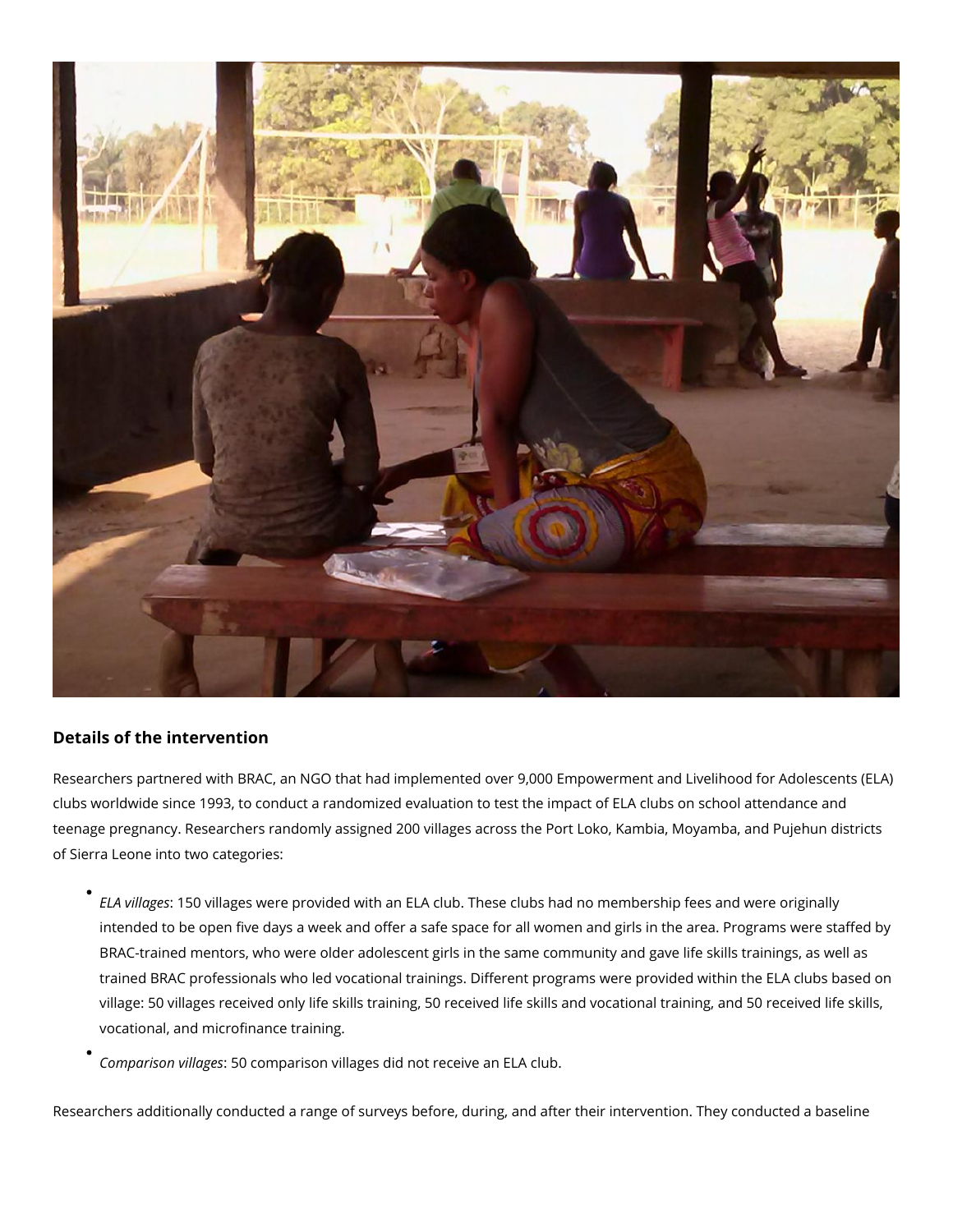### Details of the intervention

Researchers partnered with BRAC, an NGO that had implemented over 9,000 Empowerment and Livelihood for Adolescents (ELA) clubs worldwide since 1993, to conduct a randomized evaluation to test the impact of ELA clubs on school attendance and teenage pregnancy. Researchers randomly assigned 200 villages across the Port Loko, Kambia, Moyamba, and Pujehun districts of Sierra Leone into two categories:

- *ELA villages*: 150 villages were provided with an ELA club. These clubs had no membership fees and were originally intended to be open five days a week and offer a safe space for all women and girls in the area. Programs were staffed by BRAC-trained mentors, who were older adolescent girls in the same community and gave life skills trainings, as well as trained BRAC professionals who led vocational trainings. Different programs were provided within the ELA clubs based on village: 50 villages received only life skills training, 50 received life skills and vocational training, and 50 received life skills, vocational, and microfinance training.
- *Comparison villages*: 50 comparison villages did not receive an ELA club.

Researchers additionally conducted a range of surveys before, during, and after their intervention. They conducted a baseline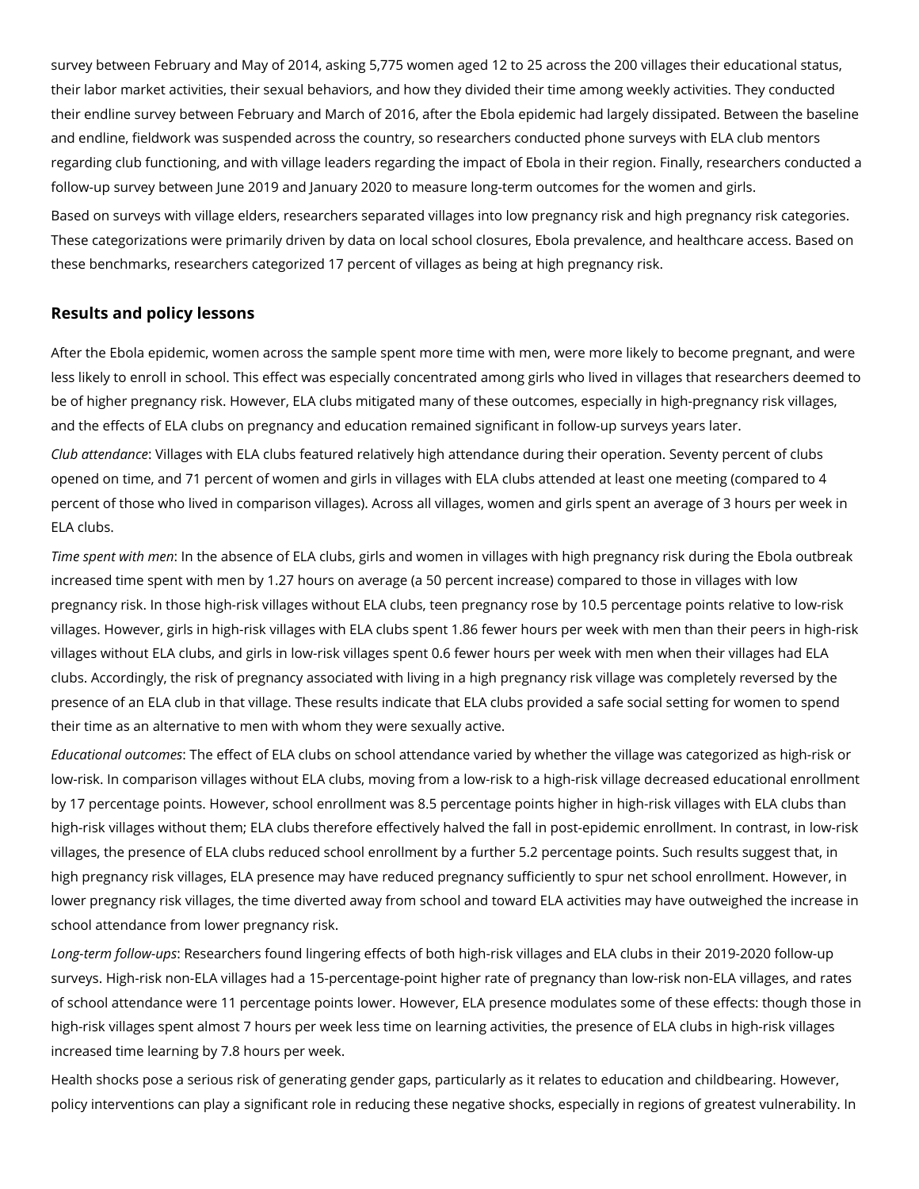survey between February and May of 2014, asking 5,775 women aged 12 to 25 across the 200 villages their educational status, their labor market activities, their sexual behaviors, and how they divided their time among weekly activities. They conducted their endline survey between February and March of 2016, after the Ebola epidemic had largely dissipated. Between the baseline and endline, fieldwork was suspended across the country, so researchers conducted phone surveys with ELA club mentors regarding club functioning, and with village leaders regarding the impact of Ebola in their region. Finally, researchers conducted a follow-up survey between June 2019 and January 2020 to measure long-term outcomes for the women and girls.

Based on surveys with village elders, researchers separated villages into low pregnancy risk and high pregnancy risk categories. These categorizations were primarily driven by data on local school closures, Ebola prevalence, and healthcare access. Based on these benchmarks, researchers categorized 17 percent of villages as being at high pregnancy risk.

## Results and policy lessons

After the Ebola epidemic, women across the sample spent more time with men, were more likely to become pregnant, and were less likely to enroll in school. This effect was especially concentrated among girls who lived in villages that researchers deemed to be of higher pregnancy risk. However, ELA clubs mitigated many of these outcomes, especially in high-pregnancy risk villages, and the effects of ELA clubs on pregnancy and education remained significant in follow-up surveys years later.

*Club attendance*: Villages with ELA clubs featured relatively high attendance during their operation. Seventy percent of clubs opened on time, and 71 percent of women and girls in villages with ELA clubs attended at least one meeting (compared to 4 percent of those who lived in comparison villages). Across all villages, women and girls spent an average of 3 hours per week in ELA clubs.

*Time spent with men*: In the absence of ELA clubs, girls and women in villages with high pregnancy risk during the Ebola outbreak increased time spent with men by 1.27 hours on average (a 50 percent increase) compared to those in villages with low pregnancy risk. In those high-risk villages without ELA clubs, teen pregnancy rose by 10.5 percentage points relative to low-risk villages. However, girls in high-risk villages with ELA clubs spent 1.86 fewer hours per week with men than their peers in high-risk villages without ELA clubs, and girls in low-risk villages spent 0.6 fewer hours per week with men when their villages had ELA clubs. Accordingly, the risk of pregnancy associated with living in a high pregnancy risk village was completely reversed by the presence of an ELA club in that village. These results indicate that ELA clubs provided a safe social setting for women to spend their time as an alternative to men with whom they were sexually active.

*Educational outcomes*: The effect of ELA clubs on school attendance varied by whether the village was categorized as high-risk or low-risk. In comparison villages without ELA clubs, moving from a low-risk to a high-risk village decreased educational enrollment by 17 percentage points. However, school enrollment was 8.5 percentage points higher in high-risk villages with ELA clubs than high-risk villages without them; ELA clubs therefore effectively halved the fall in post-epidemic enrollment. In contrast, in low-risk villages, the presence of ELA clubs reduced school enrollment by a further 5.2 percentage points. Such results suggest that, in high pregnancy risk villages, ELA presence may have reduced pregnancy sufficiently to spur net school enrollment. However, in lower pregnancy risk villages, the time diverted away from school and toward ELA activities may have outweighed the increase in school attendance from lower pregnancy risk.

*Long-term follow-ups*: Researchers found lingering effects of both high-risk villages and ELA clubs in their 2019-2020 follow-up surveys. High-risk non-ELA villages had a 15-percentage-point higher rate of pregnancy than low-risk non-ELA villages, and rates of school attendance were 11 percentage points lower. However, ELA presence modulates some of these effects: though those in high-risk villages spent almost 7 hours per week less time on learning activities, the presence of ELA clubs in high-risk villages increased time learning by 7.8 hours per week.

Health shocks pose a serious risk of generating gender gaps, particularly as it relates to education and childbearing. However, policy interventions can play a significant role in reducing these negative shocks, especially in regions of greatest vulnerability. In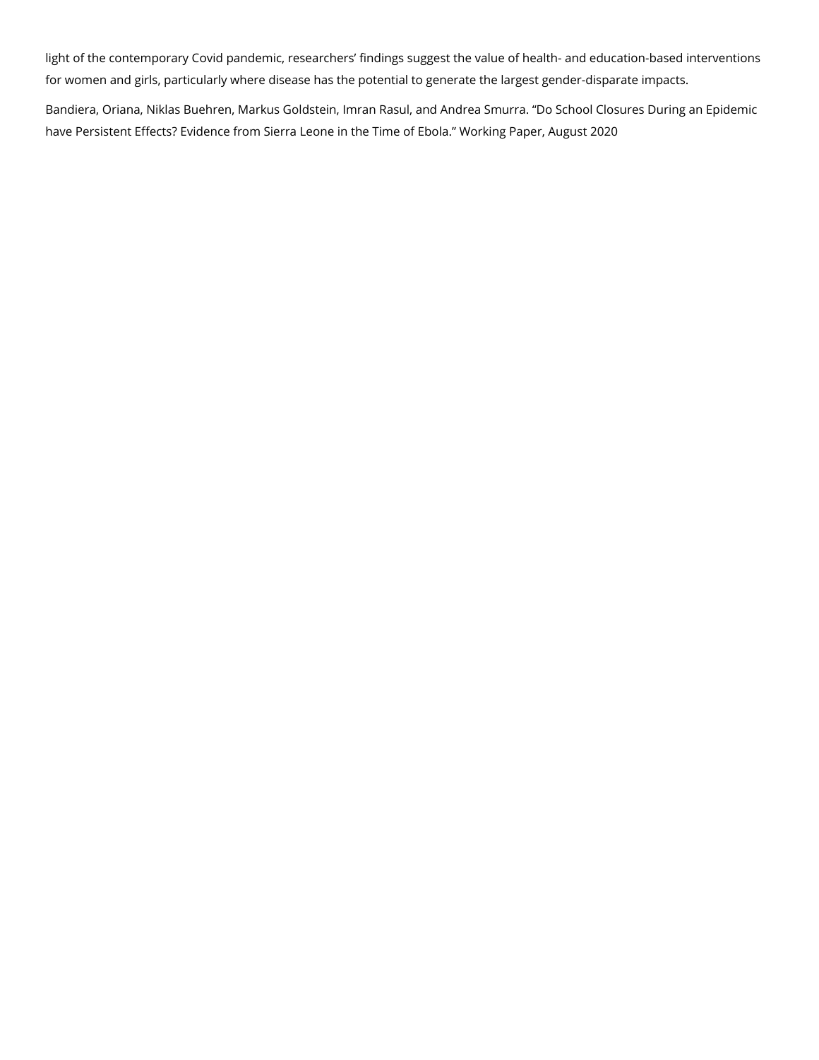light of the contemporary Covid pandemic, researchers' findings suggest the value of health- and education-based interventions for women and girls, particularly where disease has the potential to generate the largest gender-disparate impacts.

Bandiera, Oriana, Niklas Buehren, Markus Goldstein, Imran Rasul, and Andrea Smurra. "Do School Closures During an Epidemic have Persistent Effects? Evidence from Sierra Leone in the Time of Ebola." Working Paper, August 2020